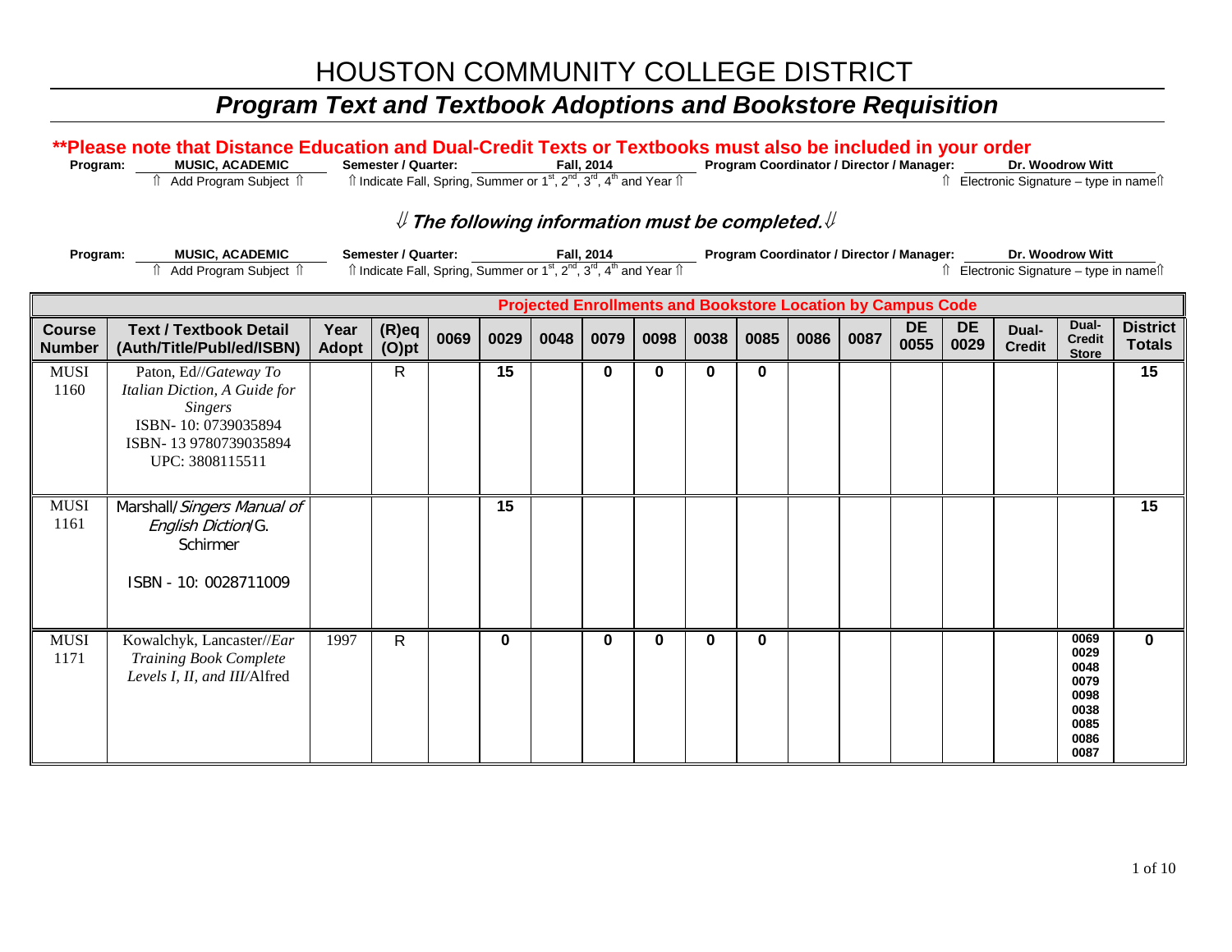# HOUSTON COMMUNITY COLLEGE DISTRICT

## *Program Text and Textbook Adoptions and Bookstore Requisition*

**\*\*Please note that Distance Education and Dual-Credit Texts or Textbooks must also be included in your order**

**Program:** **MUSIC, ACADEMIC** ⇑ Add Program Subject ⇑ **Semester / Quarter:** **Fall, 2014** ⇑ Indicate Fall, Spring, Summer or 1st, 2nd, 3rd, 4th and Year ⇑ **Program Coordinator / Director / Manager:** **Dr. Woodrow Witt** ⇑ Electronic Signature – type in name⇑

***⇓ The following information must be completed.⇓***

**Program:** **MUSIC, ACADEMIC** ⇑ Add Program Subject ⇑ **Semester / Quarter:** **Fall, 2014** ⇑ Indicate Fall, Spring, Summer or 1st, 2nd, 3rd, 4th and Year ⇑ **Program Coordinator / Director / Manager:** **Dr. Woodrow Witt** ⇑ Electronic Signature – type in name⇑

| Course Number | Text / Textbook Detail (Auth/Title/Publ/ed/ISBN) | Year Adopt | (R)eq (O)pt | Projected Enrollments and Bookstore Location by Campus Code: 0069 | 0029 | 0048 | 0079 | 0098 | 0038 | 0085 | 0086 | 0087 | DE 0055 | DE 0029 | Dual-Credit | Dual-Credit Store | District Totals |
|---|---|---|---|---|---|---|---|---|---|---|---|---|---|---|---|---|---|
| MUSI 1160 | Paton, Ed//*Gateway To Italian Diction, A Guide for Singers* ISBN- 10: 0739035894 ISBN- 13 9780739035894 UPC: 3808115511 | | R | | 15 | | 0 | 0 | 0 | 0 | | | | | | | 15 |
| MUSI 1161 | Marshall/ *Singers Manual of English Diction*/G. Schirmer ISBN - 10: 0028711009 | | | | 15 | | | | | | | | | | | | 15 |
| MUSI 1171 | Kowalchyk, Lancaster//*Ear Training Book Complete Levels I, II, and III*/Alfred | 1997 | R | | 0 | | 0 | 0 | 0 | 0 | | | | | | 0069 0029 0048 0079 0098 0038 0085 0086 0087 | 0 |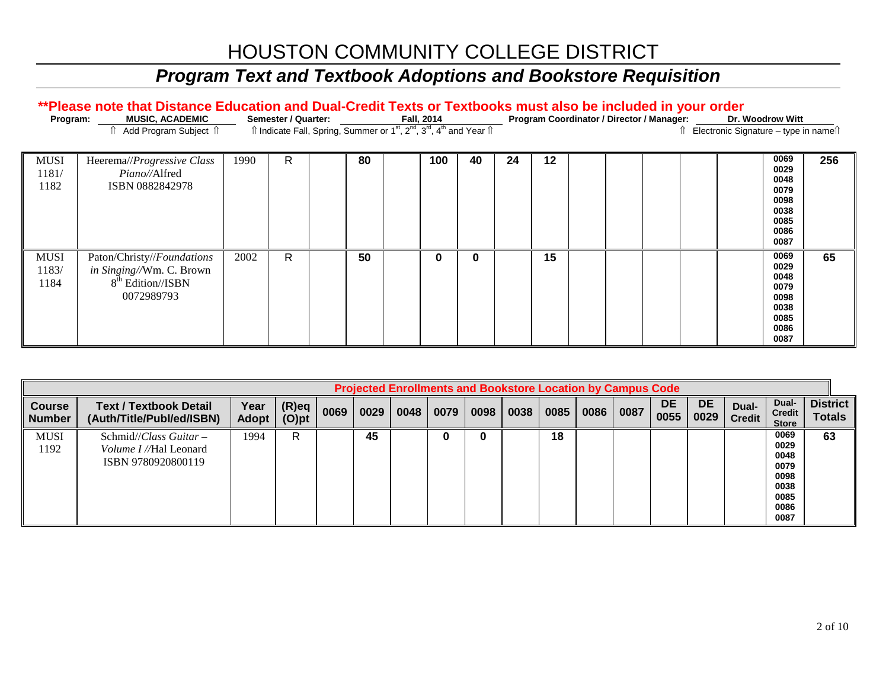# HOUSTON COMMUNITY COLLEGE DISTRICT

## *Program Text and Textbook Adoptions and Bookstore Requisition*

**\*\*Please note that Distance Education and Dual-Credit Texts or Textbooks must also be included in your order**

**Program:** MUSIC, ACADEMIC — ⇑ Add Program Subject ⇑
**Semester / Quarter:** Fall, 2014 — ⇑ Indicate Fall, Spring, Summer or 1st, 2nd, 3rd, 4th and Year ⇑
**Program Coordinator / Director / Manager:** Dr. Woodrow Witt — ⇑ Electronic Signature – type in name ⇑

| | | | | Projected Enrollments and Bookstore Location by Campus Code | | | | | | | | | | | | | |
|---|---|---|---|---|---|---|---|---|---|---|---|---|---|---|---|---|---|
| **Course Number** | **Text / Textbook Detail (Auth/Title/Publ/ed/ISBN)** | **Year Adopt** | **(R)eq (O)pt** | **0069** | **0029** | **0048** | **0079** | **0098** | **0038** | **0085** | **0086** | **0087** | **DE 0055** | **DE 0029** | **Dual-Credit** | **Dual-Credit Store** | **District Totals** |
| MUSI 1181/ 1182 | Heerema//*Progressive Class Piano*//Alfred ISBN 0882842978 | 1990 | R | | 80 | | 100 | 40 | 24 | 12 | | | | | | 0069 0029 0048 0079 0098 0038 0085 0086 0087 | 256 |
| MUSI 1183/ 1184 | Paton/Christy//*Foundations in Singing*//Wm. C. Brown 8th Edition//ISBN 0072989793 | 2002 | R | | 50 | | 0 | 0 | | 15 | | | | | | 0069 0029 0048 0079 0098 0038 0085 0086 0087 | 65 |
| MUSI 1192 | Schmid//*Class Guitar – Volume I* //Hal Leonard ISBN 9780920800119 | 1994 | R | | 45 | | 0 | 0 | | 18 | | | | | | 0069 0029 0048 0079 0098 0038 0085 0086 0087 | 63 |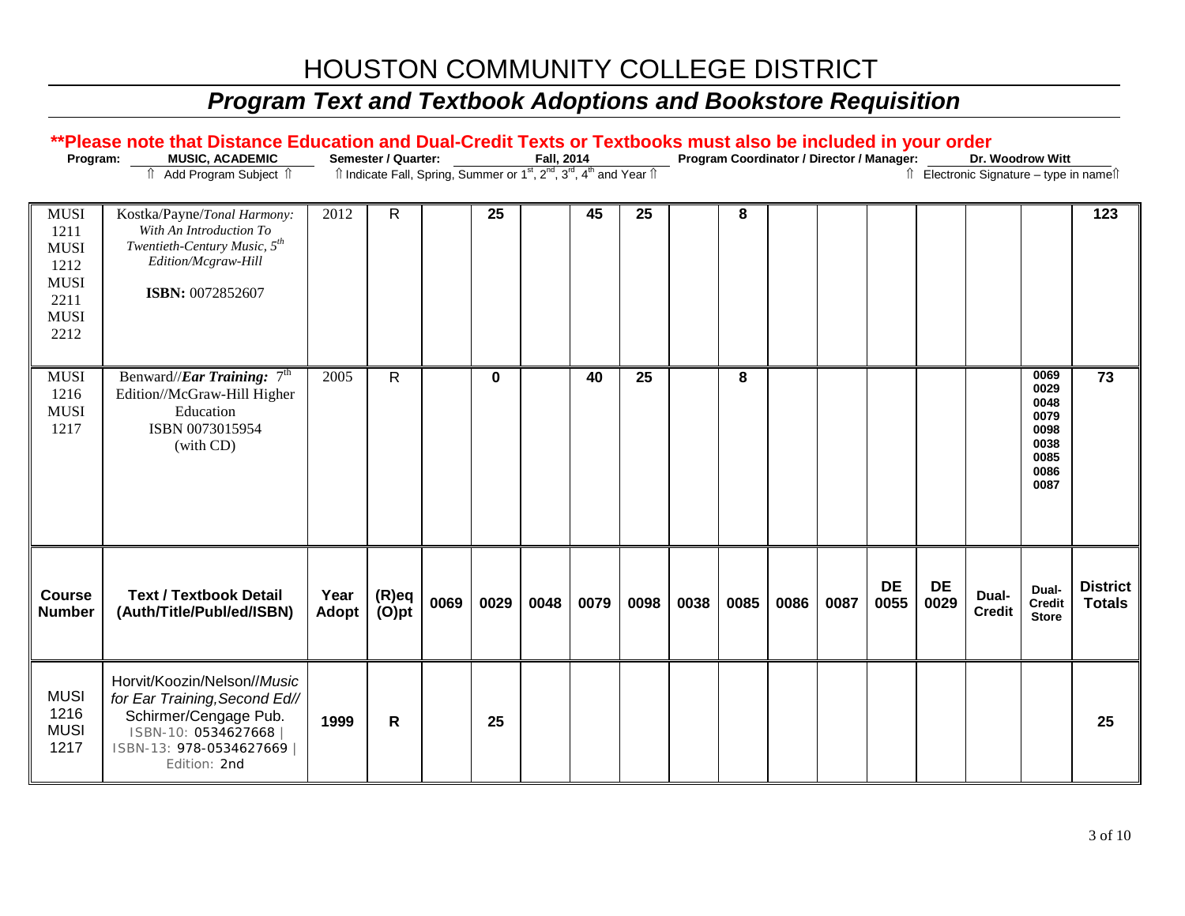# HOUSTON COMMUNITY COLLEGE DISTRICT

## *Program Text and Textbook Adoptions and Bookstore Requisition*

**\*\*Please note that Distance Education and Dual-Credit Texts or Textbooks must also be included in your order**

**Program:** MUSIC, ACADEMIC **Semester / Quarter:** Fall, 2014 **Program Coordinator / Director / Manager:** Dr. Woodrow Witt

⇑ Add Program Subject ⇑ ⇑ Indicate Fall, Spring, Summer or 1st, 2nd, 3rd, 4th and Year ⇑ ⇑ Electronic Signature – type in name⇑

| Course Number | Text / Textbook Detail (Auth/Title/Publ/ed/ISBN) | Year Adopt | (R)eq (O)pt | 0069 | 0029 | 0048 | 0079 | 0098 | 0038 | 0085 | 0086 | 0087 | DE 0055 | DE 0029 | Dual-Credit | Dual-Credit Store | District Totals |
|---|---|---|---|---|---|---|---|---|---|---|---|---|---|---|---|---|---|
| MUSI 1211 MUSI 1212 MUSI 2211 MUSI 2212 | Kostka/Payne/*Tonal Harmony: With An Introduction To Twentieth-Century Music, 5th Edition/Mcgraw-Hill* **ISBN:** 0072852607 | 2012 | R | | 25 | | 45 | 25 | | 8 | | | | | | | 123 |
| MUSI 1216 MUSI 1217 | Benward//***Ear Training:*** 7th Edition//McGraw-Hill Higher Education ISBN 0073015954 (with CD) | 2005 | R | | 0 | | 40 | 25 | | 8 | | | | | | 0069 0029 0048 0079 0098 0038 0085 0086 0087 | 73 |
| MUSI 1216 MUSI 1217 | Horvit/Koozin/Nelson//*Music for Ear Training, Second Ed//* Schirmer/Cengage Pub. ISBN-10: 0534627668 \| ISBN-13: 978-0534627669 \| Edition: 2nd | 1999 | R | | 25 | | | | | | | | | | | | 25 |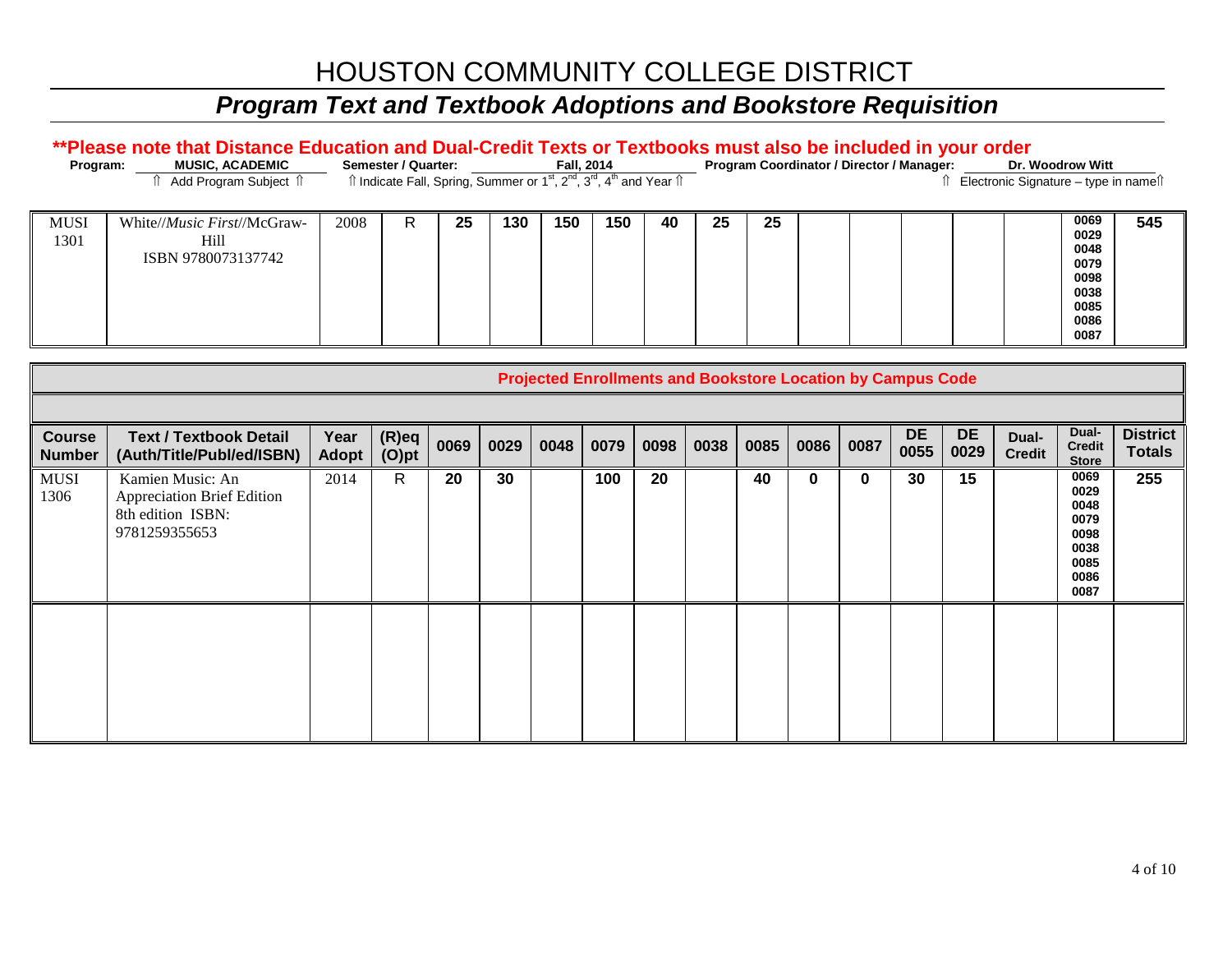# HOUSTON COMMUNITY COLLEGE DISTRICT

## *Program Text and Textbook Adoptions and Bookstore Requisition*

**\*\*Please note that Distance Education and Dual-Credit Texts or Textbooks must also be included in your order**

**Program:** **MUSIC, ACADEMIC** ⇑ Add Program Subject ⇑ **Semester / Quarter:** **Fall, 2014** ⇑ Indicate Fall, Spring, Summer or 1st, 2nd, 3rd, 4th and Year ⇑ **Program Coordinator / Director / Manager:** **Dr. Woodrow Witt** ⇑ Electronic Signature – type in name⇑

**Projected Enrollments and Bookstore Location by Campus Code**

| Course Number | Text / Textbook Detail (Auth/Title/Publ/ed/ISBN) | Year Adopt | (R)eq (O)pt | 0069 | 0029 | 0048 | 0079 | 0098 | 0038 | 0085 | 0086 | 0087 | DE 0055 | DE 0029 | Dual-Credit | Dual-Credit Store | District Totals |
|---|---|---|---|---|---|---|---|---|---|---|---|---|---|---|---|---|---|
| MUSI 1301 | White//*Music First*//McGraw-Hill ISBN 9780073137742 | 2008 | R | 25 | 130 | 150 | 150 | 40 | 25 | 25 | | | | | | 0069 0029 0048 0079 0098 0038 0085 0086 0087 | 545 |
| MUSI 1306 | Kamien Music: An Appreciation Brief Edition 8th edition ISBN: 9781259355653 | 2014 | R | 20 | 30 | | 100 | 20 | | 40 | 0 | 0 | 30 | 15 | | 0069 0029 0048 0079 0098 0038 0085 0086 0087 | 255 |
| | | | | | | | | | | | | | | | | | |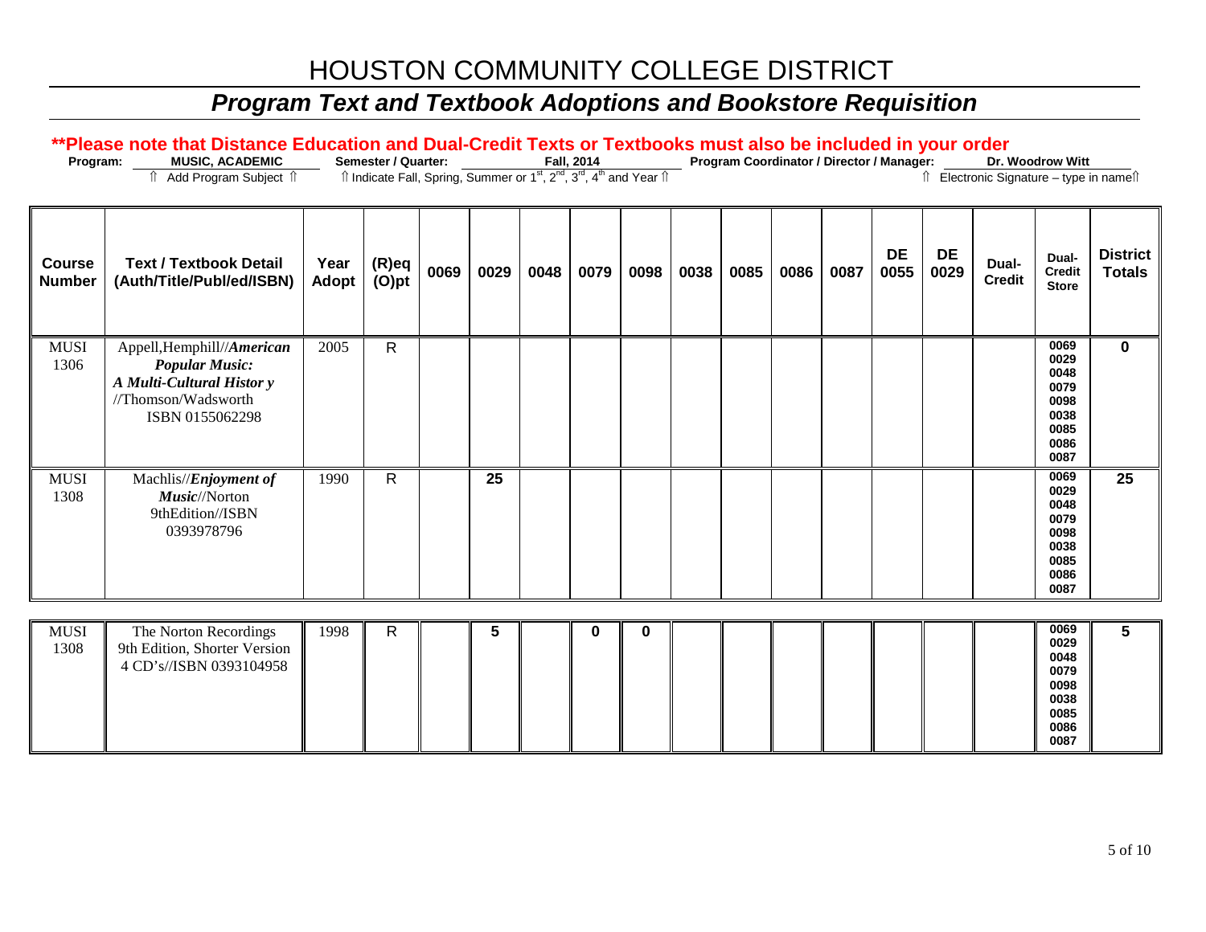# HOUSTON COMMUNITY COLLEGE DISTRICT

## *Program Text and Textbook Adoptions and Bookstore Requisition*

**\*\*Please note that Distance Education and Dual-Credit Texts or Textbooks must also be included in your order**

**Program:** MUSIC, ACADEMIC — ⇑ Add Program Subject ⇑ **Semester / Quarter:** Fall, 2014 — ⇑ Indicate Fall, Spring, Summer or 1st, 2nd, 3rd, 4th and Year ⇑ **Program Coordinator / Director / Manager:** Dr. Woodrow Witt — ⇑ Electronic Signature – type in name⇑

| Course Number | Text / Textbook Detail (Auth/Title/Publ/ed/ISBN) | Year Adopt | (R)eq (O)pt | 0069 | 0029 | 0048 | 0079 | 0098 | 0038 | 0085 | 0086 | 0087 | DE 0055 | DE 0029 | Dual-Credit | Dual-Credit Store | District Totals |
|---|---|---|---|---|---|---|---|---|---|---|---|---|---|---|---|---|---|
| MUSI 1306 | Appell,Hemphill//*American Popular Music: A Multi-Cultural Histor y* //Thomson/Wadsworth ISBN 0155062298 | 2005 | R | | | | | | | | | | | | | 0069 0029 0048 0079 0098 0038 0085 0086 0087 | 0 |
| MUSI 1308 | Machlis//*Enjoyment of Music*//Norton 9thEdition//ISBN 0393978796 | 1990 | R | | 25 | | | | | | | | | | | 0069 0029 0048 0079 0098 0038 0085 0086 0087 | 25 |
| MUSI 1308 | The Norton Recordings 9th Edition, Shorter Version 4 CD's//ISBN 0393104958 | 1998 | R | | 5 | | 0 | 0 | | | | | | | | 0069 0029 0048 0079 0098 0038 0085 0086 0087 | 5 |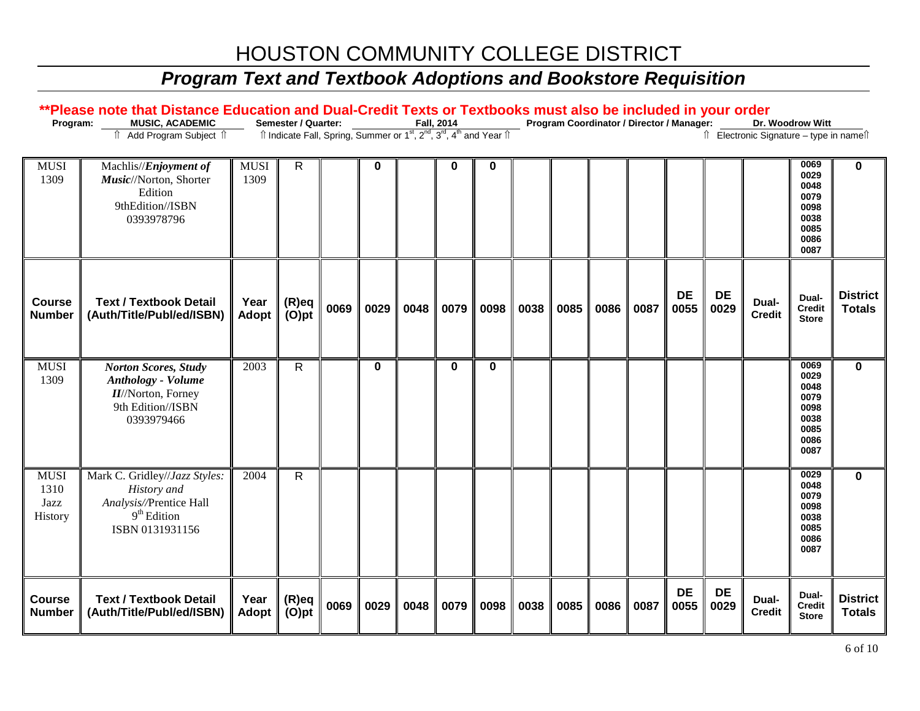# HOUSTON COMMUNITY COLLEGE DISTRICT

## *Program Text and Textbook Adoptions and Bookstore Requisition*

**\*\*Please note that Distance Education and Dual-Credit Texts or Textbooks must also be included in your order**

**Program:** MUSIC, ACADEMIC — ⇑ Add Program Subject ⇑ **Semester / Quarter:** Fall, 2014 — ⇑ Indicate Fall, Spring, Summer or 1st, 2nd, 3rd, 4th and Year ⇑ **Program Coordinator / Director / Manager:** Dr. Woodrow Witt — ⇑ Electronic Signature – type in name⇑

| Course Number | Text / Textbook Detail (Auth/Title/Publ/ed/ISBN) | Year Adopt | (R)eq (O)pt | 0069 | 0029 | 0048 | 0079 | 0098 | 0038 | 0085 | 0086 | 0087 | DE 0055 | DE 0029 | Dual-Credit | Dual-Credit Store | District Totals |
|---|---|---|---|---|---|---|---|---|---|---|---|---|---|---|---|---|---|
| MUSI 1309 | Machlis//*Enjoyment of Music*//Norton, Shorter Edition 9thEdition//ISBN 0393978796 | MUSI 1309 | R | | 0 | | 0 | 0 | | | | | | | | 0069 0029 0048 0079 0098 0038 0085 0086 0087 | 0 |
| MUSI 1309 | ***Norton Scores, Study Anthology - Volume II***//Norton, Forney 9th Edition//ISBN 0393979466 | 2003 | R | | 0 | | 0 | 0 | | | | | | | | 0069 0029 0048 0079 0098 0038 0085 0086 0087 | 0 |
| MUSI 1310 Jazz History | Mark C. Gridley//*Jazz Styles: History and Analysis*//Prentice Hall 9th Edition ISBN 0131931156 | 2004 | R | | | | | | | | | | | | | 0029 0048 0079 0098 0038 0085 0086 0087 | 0 |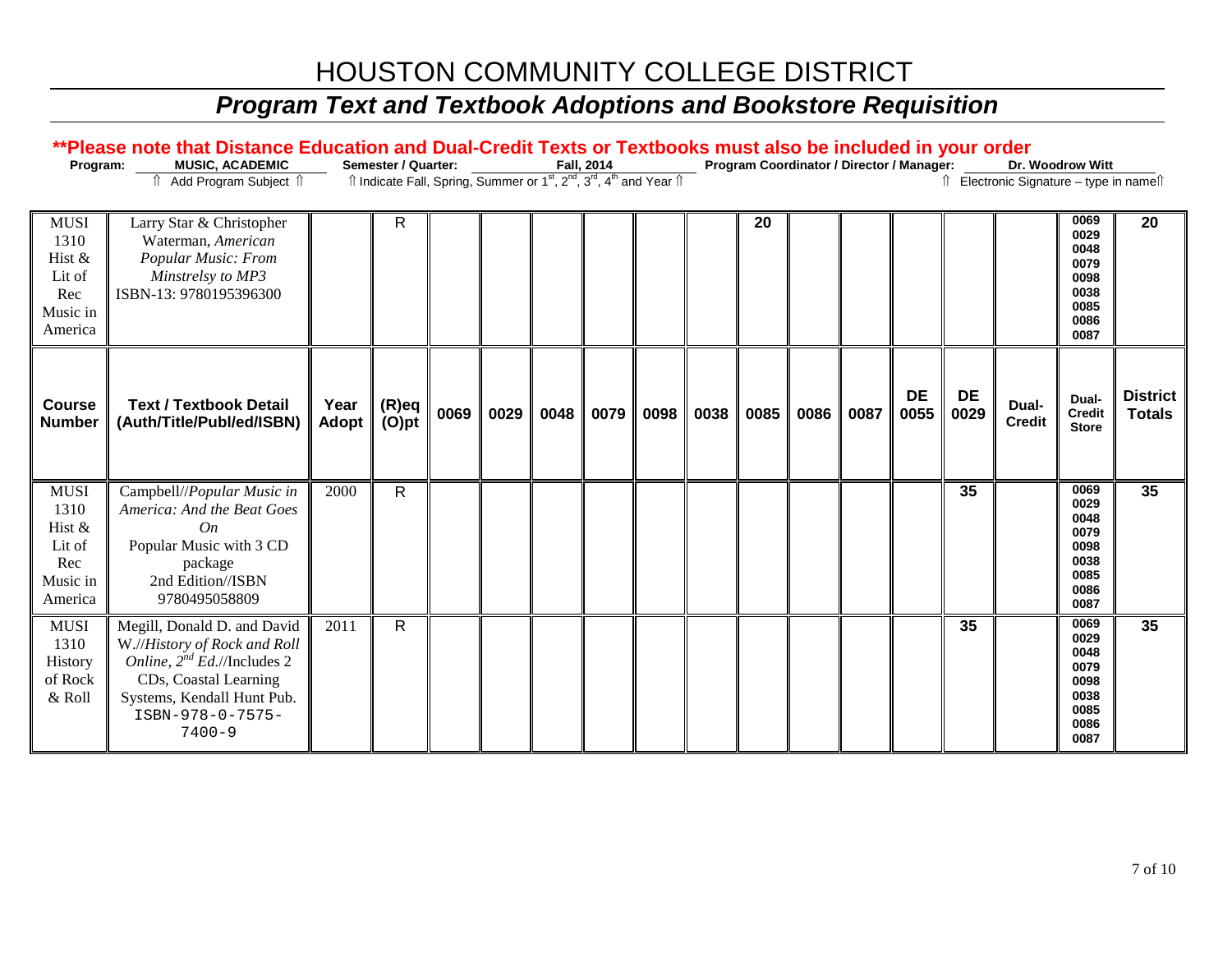# HOUSTON COMMUNITY COLLEGE DISTRICT

## *Program Text and Textbook Adoptions and Bookstore Requisition*

**\*\*Please note that Distance Education and Dual-Credit Texts or Textbooks must also be included in your order**

**Program:** MUSIC, ACADEMIC (⇑ Add Program Subject ⇑) **Semester / Quarter:** Fall, 2014 (⇑ Indicate Fall, Spring, Summer or 1st, 2nd, 3rd, 4th and Year ⇑) **Program Coordinator / Director / Manager:** Dr. Woodrow Witt (⇑ Electronic Signature – type in name⇑)

| Course Number | Text / Textbook Detail (Auth/Title/Publ/ed/ISBN) | Year Adopt | (R)eq (O)pt | 0069 | 0029 | 0048 | 0079 | 0098 | 0038 | 0085 | 0086 | 0087 | DE 0055 | DE 0029 | Dual-Credit | Dual-Credit Store | District Totals |
|---|---|---|---|---|---|---|---|---|---|---|---|---|---|---|---|---|---|
| MUSI 1310 Hist & Lit of Rec Music in America | Larry Star & Christopher Waterman, *American Popular Music: From Minstrelsy to MP3* ISBN-13: 9780195396300 | | R | | | | | | | 20 | | | | | | 0069 0029 0048 0079 0098 0038 0085 0086 0087 | 20 |
| MUSI 1310 Hist & Lit of Rec Music in America | Campbell//*Popular Music in America: And the Beat Goes On* Popular Music with 3 CD package 2nd Edition//ISBN 9780495058809 | 2000 | R | | | | | | | | | | | 35 | | 0069 0029 0048 0079 0098 0038 0085 0086 0087 | 35 |
| MUSI 1310 History of Rock & Roll | Megill, Donald D. and David W.//*History of Rock and Roll Online, 2nd Ed.*//Includes 2 CDs, Coastal Learning Systems, Kendall Hunt Pub. ISBN-978-0-7575-7400-9 | 2011 | R | | | | | | | | | | | 35 | | 0069 0029 0048 0079 0098 0038 0085 0086 0087 | 35 |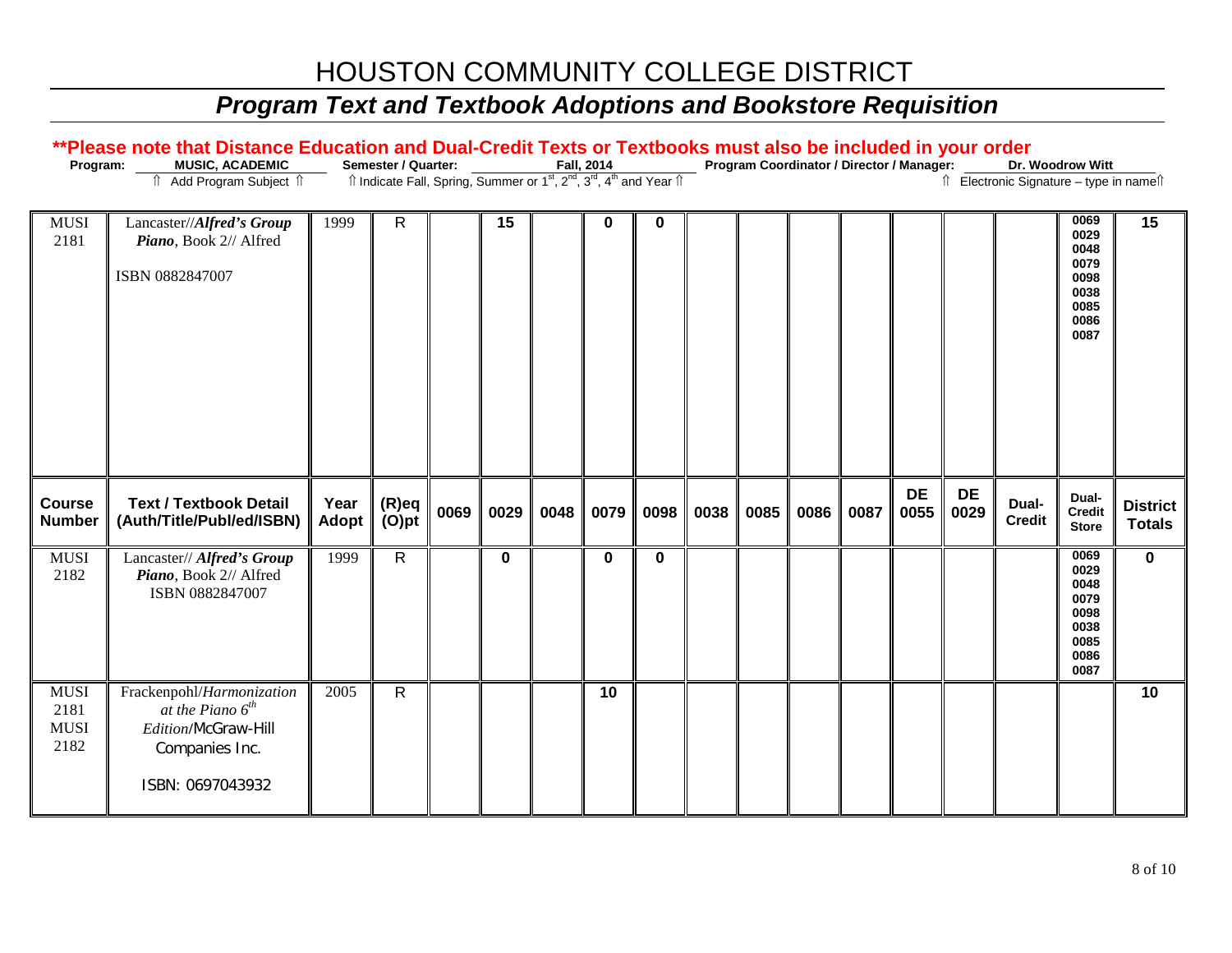# HOUSTON COMMUNITY COLLEGE DISTRICT

## *Program Text and Textbook Adoptions and Bookstore Requisition*

**\*\*Please note that Distance Education and Dual-Credit Texts or Textbooks must also be included in your order**

**Program:** MUSIC, ACADEMIC — ⇑ Add Program Subject ⇑ **Semester / Quarter:** Fall, 2014 — ⇑ Indicate Fall, Spring, Summer or 1st, 2nd, 3rd, 4th and Year ⇑ **Program Coordinator / Director / Manager:** Dr. Woodrow Witt — ⇑ Electronic Signature – type in name⇑

| Course Number | Text / Textbook Detail (Auth/Title/Publ/ed/ISBN) | Year Adopt | (R)eq (O)pt | 0069 | 0029 | 0048 | 0079 | 0098 | 0038 | 0085 | 0086 | 0087 | DE 0055 | DE 0029 | Dual-Credit | Dual-Credit Store | District Totals |
|---|---|---|---|---|---|---|---|---|---|---|---|---|---|---|---|---|---|
| MUSI 2181 | Lancaster//***Alfred's Group Piano***, Book 2// Alfred ISBN 0882847007 | 1999 | R | | 15 | | 0 | 0 | | | | | | | | 0069 0029 0048 0079 0098 0038 0085 0086 0087 | 15 |
| MUSI 2182 | Lancaster// ***Alfred's Group Piano***, Book 2// Alfred ISBN 0882847007 | 1999 | R | | 0 | | 0 | 0 | | | | | | | | 0069 0029 0048 0079 0098 0038 0085 0086 0087 | 0 |
| MUSI 2181 MUSI 2182 | Frackenpohl/*Harmonization at the Piano 6th Edition*/McGraw-Hill Companies Inc. ISBN: 0697043932 | 2005 | R | | | | 10 | | | | | | | | | | 10 |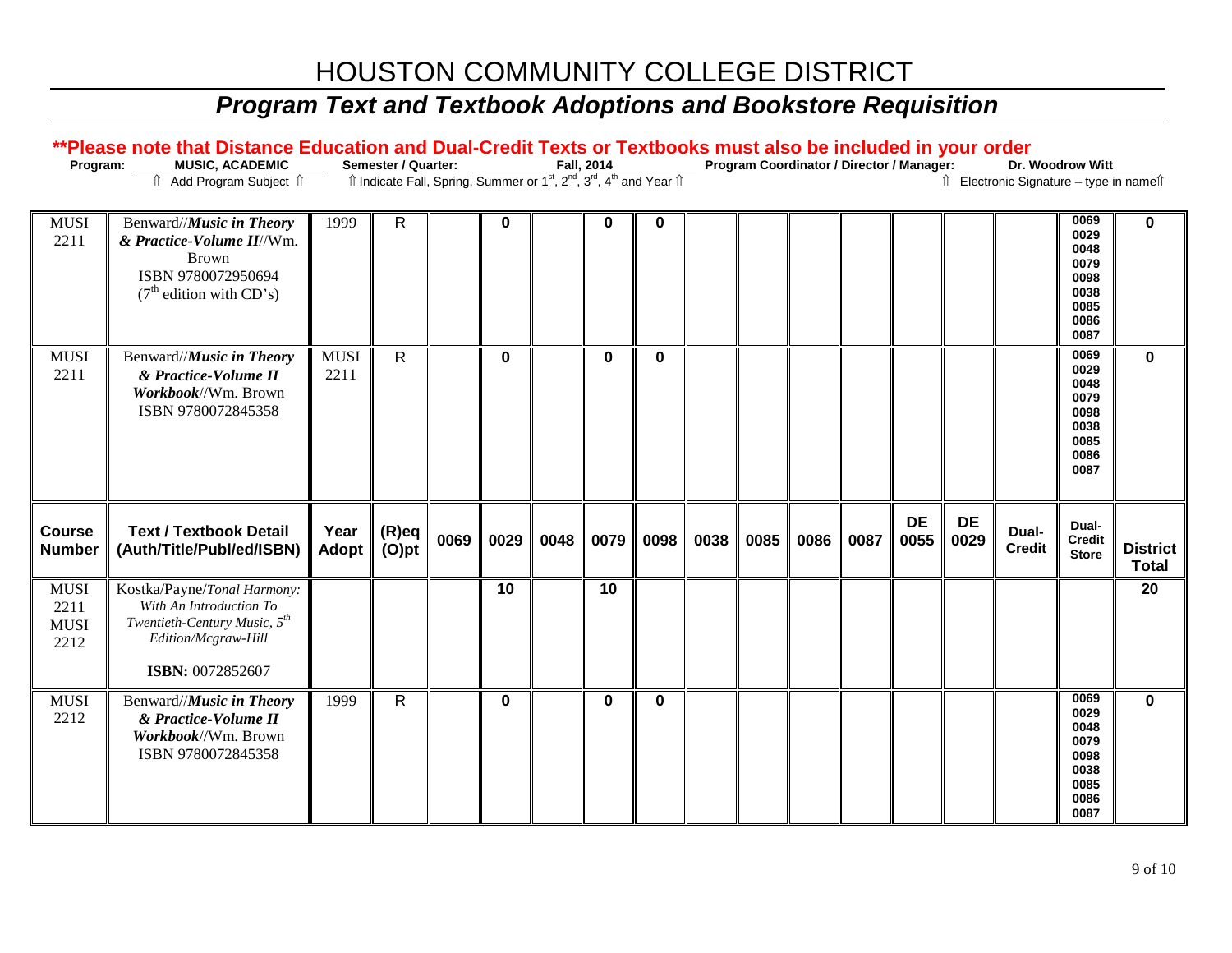# HOUSTON COMMUNITY COLLEGE DISTRICT

## *Program Text and Textbook Adoptions and Bookstore Requisition*

**\*\*Please note that Distance Education and Dual-Credit Texts or Textbooks must also be included in your order**

**Program:** MUSIC, ACADEMIC — ⇑ Add Program Subject ⇑
**Semester / Quarter:** Fall, 2014 — ⇑ Indicate Fall, Spring, Summer or 1st, 2nd, 3rd, 4th and Year ⇑
**Program Coordinator / Director / Manager:** Dr. Woodrow Witt — ⇑ Electronic Signature – type in name⇑

| Course Number | Text / Textbook Detail (Auth/Title/Publ/ed/ISBN) | Year Adopt | (R)eq (O)pt | 0069 | 0029 | 0048 | 0079 | 0098 | 0038 | 0085 | 0086 | 0087 | DE 0055 | DE 0029 | Dual-Credit | Dual-Credit Store | District Total |
|---|---|---|---|---|---|---|---|---|---|---|---|---|---|---|---|---|---|
| MUSI 2211 | Benward//***Music in Theory & Practice-Volume II***//Wm. Brown ISBN 9780072950694 (7th edition with CD's) | 1999 | R | | 0 | | 0 | 0 | | | | | | | | 0069 0029 0048 0079 0098 0038 0085 0086 0087 | 0 |
| MUSI 2211 | Benward//***Music in Theory & Practice-Volume II Workbook***//Wm. Brown ISBN 9780072845358 | MUSI 2211 | R | | 0 | | 0 | 0 | | | | | | | | 0069 0029 0048 0079 0098 0038 0085 0086 0087 | 0 |
| MUSI 2211 MUSI 2212 | Kostka/Payne/*Tonal Harmony: With An Introduction To Twentieth-Century Music, 5th Edition/Mcgraw-Hill* **ISBN:** 0072852607 | | | | 10 | | 10 | | | | | | | | | | 20 |
| MUSI 2212 | Benward//***Music in Theory & Practice-Volume II Workbook***//Wm. Brown ISBN 9780072845358 | 1999 | R | | 0 | | 0 | 0 | | | | | | | | 0069 0029 0048 0079 0098 0038 0085 0086 0087 | 0 |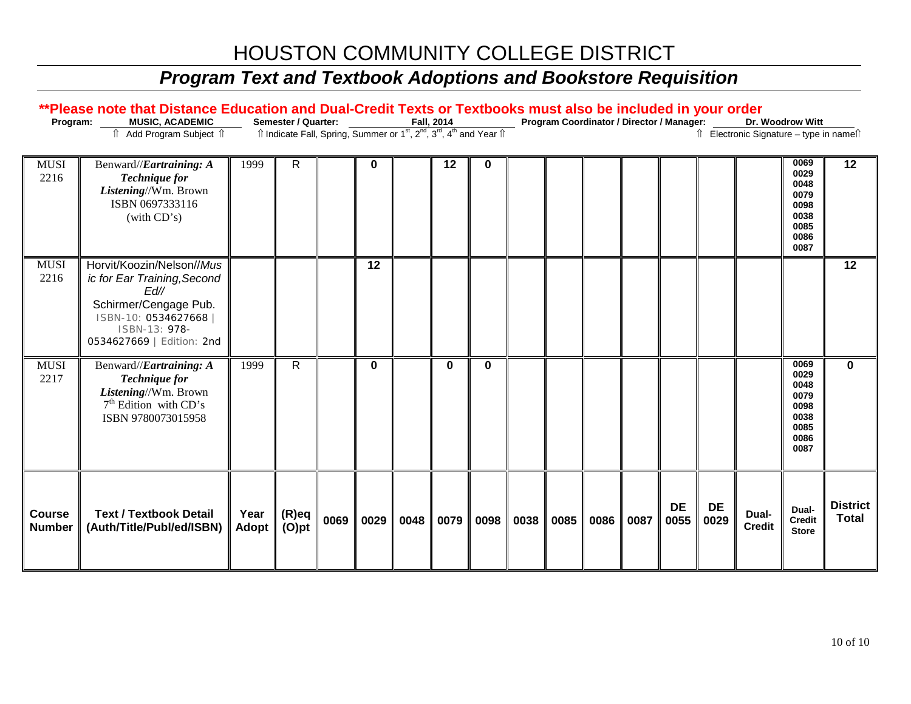# HOUSTON COMMUNITY COLLEGE DISTRICT

## *Program Text and Textbook Adoptions and Bookstore Requisition*

**\*\*Please note that Distance Education and Dual-Credit Texts or Textbooks must also be included in your order**

**Program:** MUSIC, ACADEMIC — ⇑ Add Program Subject ⇑

**Semester / Quarter:** Fall, 2014 — ⇑ Indicate Fall, Spring, Summer or 1st, 2nd, 3rd, 4th and Year ⇑

**Program Coordinator / Director / Manager:** Dr. Woodrow Witt — ⇑ Electronic Signature – type in name⇑

| Course Number | Text / Textbook Detail (Auth/Title/Publ/ed/ISBN) | Year Adopt | (R)eq (O)pt | 0069 | 0029 | 0048 | 0079 | 0098 | 0038 | 0085 | 0086 | 0087 | DE 0055 | DE 0029 | Dual-Credit | Dual-Credit Store | District Total |
|---|---|---|---|---|---|---|---|---|---|---|---|---|---|---|---|---|---|
| MUSI 2216 | Benward//***Eartraining: A Technique for Listening***//Wm. Brown ISBN 0697333116 (with CD's) | 1999 | R | | **0** | | **12** | **0** | | | | | | | | 0069 0029 0048 0079 0098 0038 0085 0086 0087 | **12** |
| MUSI 2216 | Horvit/Koozin/Nelson//*Music for Ear Training, Second Ed//* Schirmer/Cengage Pub. ISBN-10: 0534627668 \| ISBN-13: 978-0534627669 \| Edition: 2nd | | | | **12** | | | | | | | | | | | | **12** |
| MUSI 2217 | Benward//***Eartraining: A Technique for Listening***//Wm. Brown 7th Edition with CD's ISBN 9780073015958 | 1999 | R | | **0** | | **0** | **0** | | | | | | | | 0069 0029 0048 0079 0098 0038 0085 0086 0087 | **0** |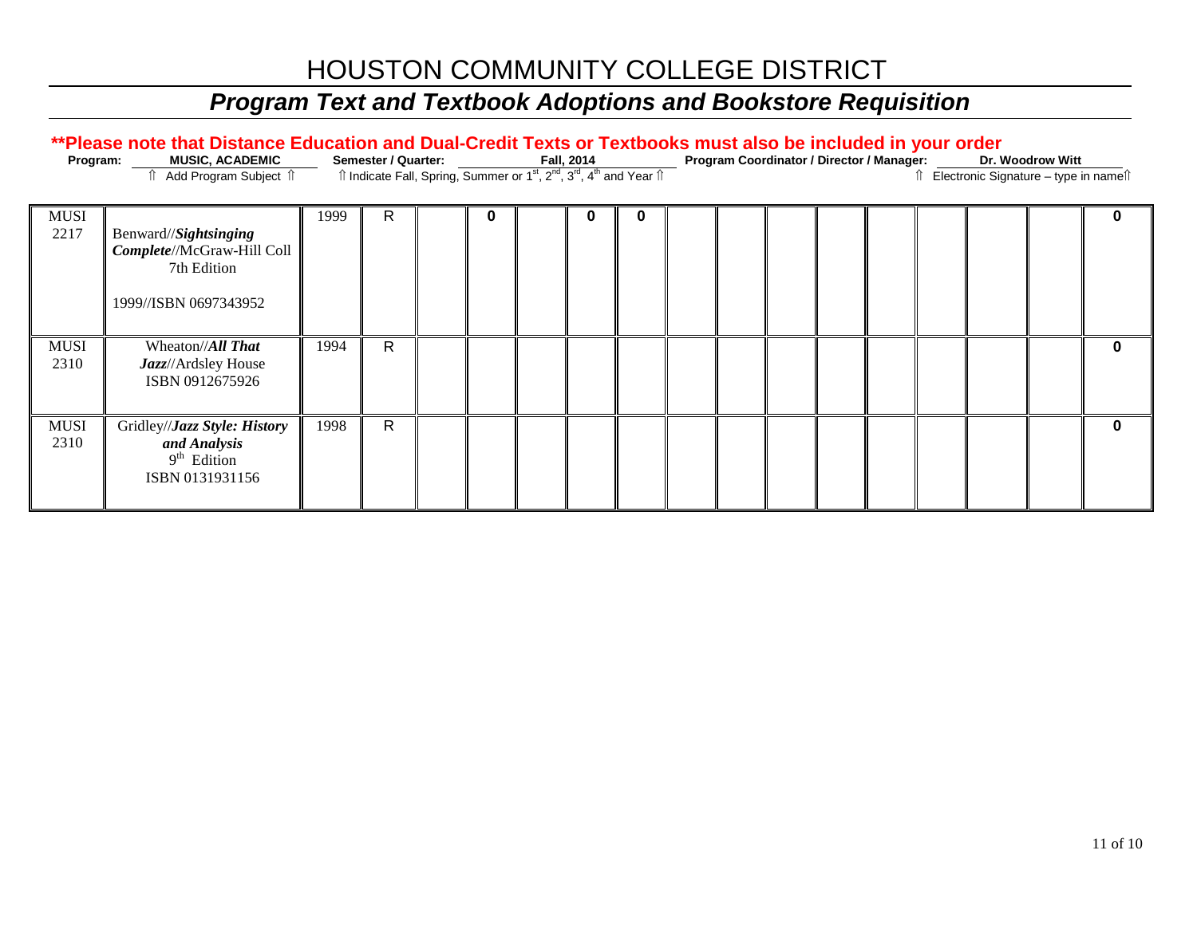| | | | | | | | | | | | | | | | | | |
|---|---|---|---|---|---|---|---|---|---|---|---|---|---|---|---|---|---|
| MUSI 2217 | Benward//***Sightsinging Complete***//McGraw-Hill Coll 7th Edition 1999//ISBN 0697343952 | 1999 | R | | **0** | | **0** | **0** | | | | | | | | | **0** |
| MUSI 2310 | Wheaton//***All That Jazz***//Ardsley House ISBN 0912675926 | 1994 | R | | | | | | | | | | | | | | **0** |
| MUSI 2310 | Gridley//***Jazz Style: History and Analysis*** 9th Edition ISBN 0131931156 | 1998 | R | | | | | | | | | | | | | | **0** |